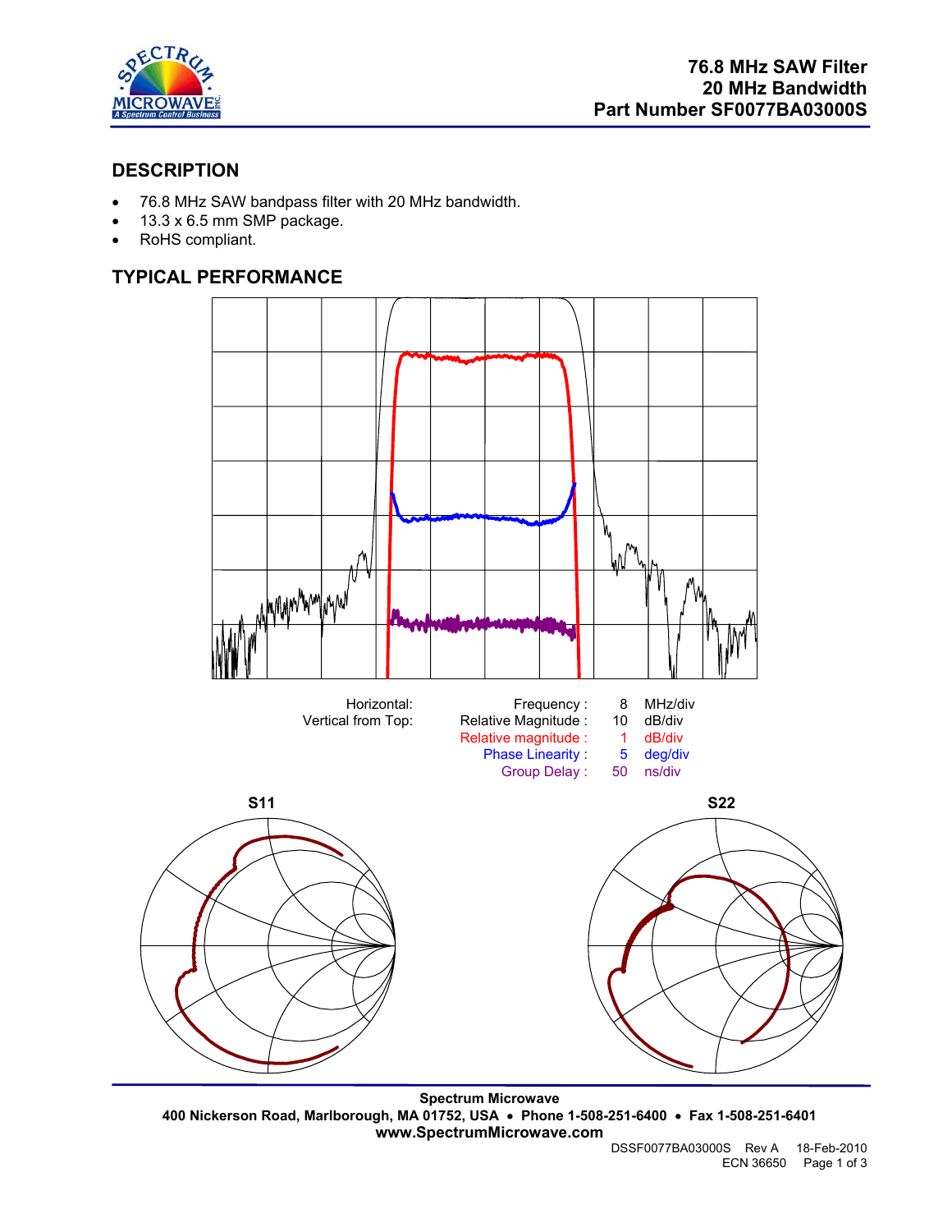# 76.8 MHz SAW Filter
# 20 MHz Bandwidth
# Part Number SF0077BA03000S

## DESCRIPTION

- 76.8 MHz SAW bandpass filter with 20 MHz bandwidth.
- 13.3 x 6.5 mm SMP package.
- RoHS compliant.

## TYPICAL PERFORMANCE

| | | | |
|---|---|---|---|
| Horizontal: | Frequency : | 8 | MHz/div |
| Vertical from Top: | Relative Magnitude : | 10 | dB/div |
| | Relative magnitude : | 1 | dB/div |
| | Phase Linearity : | 5 | deg/div |
| | Group Delay : | 50 | ns/div |

S11

S22

**Spectrum Microwave**
**400 Nickerson Road, Marlborough, MA 01752, USA • Phone 1-508-251-6400 • Fax 1-508-251-6401**
**www.SpectrumMicrowave.com**

DSSF0077BA03000S Rev A 18-Feb-2010
ECN 36650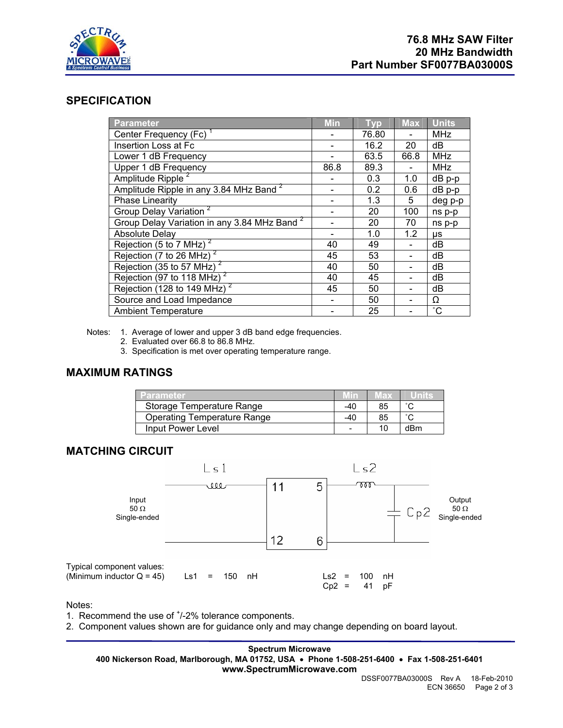# 76.8 MHz SAW Filter
# 20 MHz Bandwidth
# Part Number SF0077BA03000S

## SPECIFICATION

| Parameter | Min | Typ | Max | Units |
|---|---|---|---|---|
| Center Frequency (Fc) [1] | - | 76.80 | - | MHz |
| Insertion Loss at Fc | - | 16.2 | 20 | dB |
| Lower 1 dB Frequency | - | 63.5 | 66.8 | MHz |
| Upper 1 dB Frequency | 86.8 | 89.3 | - | MHz |
| Amplitude Ripple [2] | - | 0.3 | 1.0 | dB p-p |
| Amplitude Ripple in any 3.84 MHz Band [2] | - | 0.2 | 0.6 | dB p-p |
| Phase Linearity | - | 1.3 | 5 | deg p-p |
| Group Delay Variation [2] | - | 20 | 100 | ns p-p |
| Group Delay Variation in any 3.84 MHz Band [2] | - | 20 | 70 | ns p-p |
| Absolute Delay | - | 1.0 | 1.2 | μs |
| Rejection (5 to 7 MHz) [2] | 40 | 49 | - | dB |
| Rejection (7 to 26 MHz) [2] | 45 | 53 | - | dB |
| Rejection (35 to 57 MHz) [2] | 40 | 50 | - | dB |
| Rejection (97 to 118 MHz) [2] | 40 | 45 | - | dB |
| Rejection (128 to 149 MHz) [2] | 45 | 50 | - | dB |
| Source and Load Impedance | - | 50 | - | Ω |
| Ambient Temperature | - | 25 | - | ˚C |

Notes:
1. Average of lower and upper 3 dB band edge frequencies.
2. Evaluated over 66.8 to 86.8 MHz.
3. Specification is met over operating temperature range.

## MAXIMUM RATINGS

| Parameter | Min | Max | Units |
|---|---|---|---|
| Storage Temperature Range | -40 | 85 | ˚C |
| Operating Temperature Range | -40 | 85 | ˚C |
| Input Power Level | - | 10 | dBm |

## MATCHING CIRCUIT

Input 50 Ω Single-ended — Ls1 — pins 11 / 12 — [SAW] — pins 5 / 6 — Ls2 — Cp2 — Output 50 Ω Single-ended

Typical component values: (Minimum inductor Q = 45)

Ls1 = 150 nH

Ls2 = 100 nH

Cp2 = 41 pF

Notes:
1. Recommend the use of +/-2% tolerance components.
2. Component values shown are for guidance only and may change depending on board layout.

**Spectrum Microwave**
**400 Nickerson Road, Marlborough, MA 01752, USA • Phone 1-508-251-6400 • Fax 1-508-251-6401**
**www.SpectrumMicrowave.com**

DSSF0077BA03000S Rev A 18-Feb-2010
ECN 36650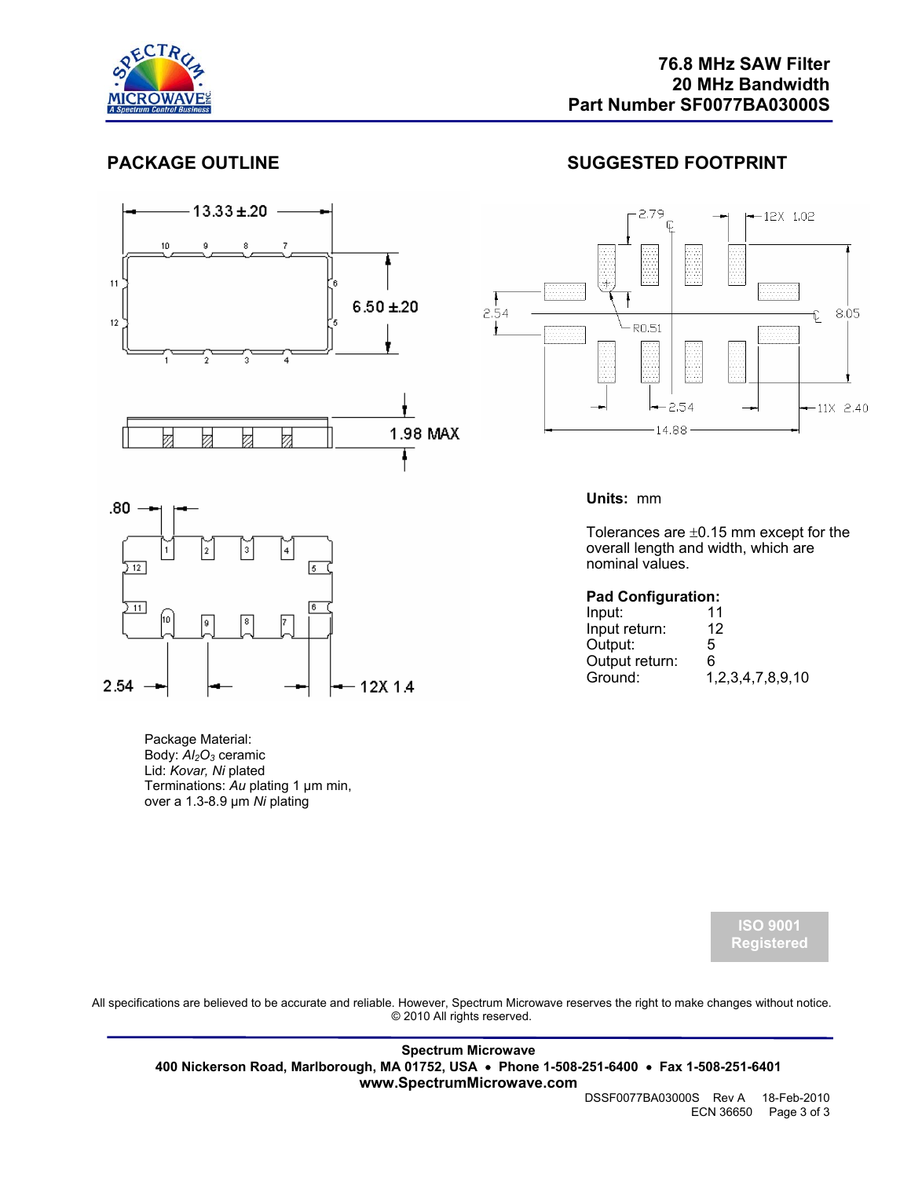## PACKAGE OUTLINE

13.33 ±.20

6.50 ±.20

1.98 MAX

.80

2.54

12X 1.4

Package Material:
Body: $Al_2O_3$ ceramic
Lid: *Kovar, Ni* plated
Terminations: *Au* plating 1 µm min, over a 1.3-8.9 µm *Ni* plating

## SUGGESTED FOOTPRINT

2.79

12X 1.02

2.54

8.05

R0.51

2.54

11X 2.40

14.88

**Units:** mm

Tolerances are ±0.15 mm except for the overall length and width, which are nominal values.

**Pad Configuration:**

| | |
|---|---|
| Input: | 11 |
| Input return: | 12 |
| Output: | 5 |
| Output return: | 6 |
| Ground: | 1,2,3,4,7,8,9,10 |

ISO 9001 Registered

All specifications are believed to be accurate and reliable. However, Spectrum Microwave reserves the right to make changes without notice.
© 2010 All rights reserved.

**Spectrum Microwave**
**400 Nickerson Road, Marlborough, MA 01752, USA • Phone 1-508-251-6400 • Fax 1-508-251-6401**
**www.SpectrumMicrowave.com**

DSSF0077BA03000S Rev A 18-Feb-2010
ECN 36650